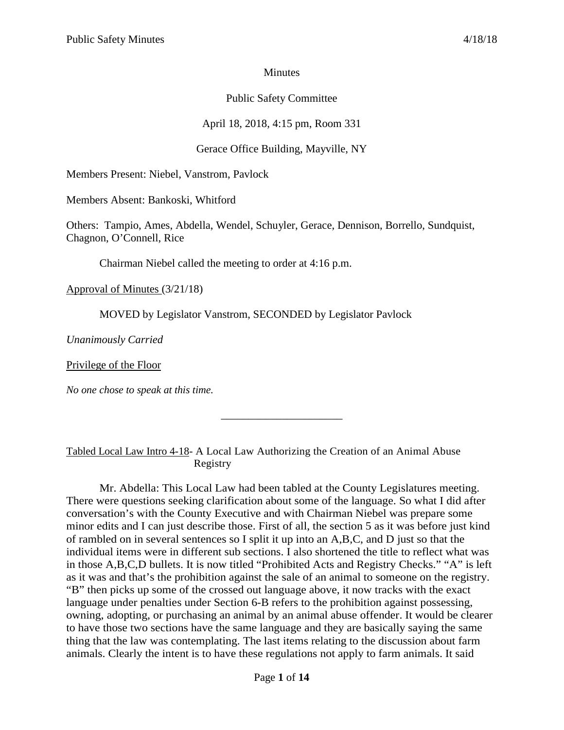Minutes

Public Safety Committee

April 18, 2018, 4:15 pm, Room 331

Gerace Office Building, Mayville, NY

Members Present: Niebel, Vanstrom, Pavlock

Members Absent: Bankoski, Whitford

Others: Tampio, Ames, Abdella, Wendel, Schuyler, Gerace, Dennison, Borrello, Sundquist, Chagnon, O'Connell, Rice

Chairman Niebel called the meeting to order at 4:16 p.m.

Approval of Minutes (3/21/18)

MOVED by Legislator Vanstrom, SECONDED by Legislator Pavlock

*Unanimously Carried*

Privilege of the Floor

*No one chose to speak at this time.*

---

Tabled Local Law Intro 4-18- A Local Law Authorizing the Creation of an Animal Abuse Registry

Mr. Abdella: This Local Law had been tabled at the County Legislatures meeting. There were questions seeking clarification about some of the language. So what I did after conversation's with the County Executive and with Chairman Niebel was prepare some minor edits and I can just describe those. First of all, the section 5 as it was before just kind of rambled on in several sentences so I split it up into an A,B,C, and D just so that the individual items were in different sub sections. I also shortened the title to reflect what was in those A,B,C,D bullets. It is now titled "Prohibited Acts and Registry Checks." "A" is left as it was and that's the prohibition against the sale of an animal to someone on the registry. "B" then picks up some of the crossed out language above, it now tracks with the exact language under penalties under Section 6-B refers to the prohibition against possessing, owning, adopting, or purchasing an animal by an animal abuse offender. It would be clearer to have those two sections have the same language and they are basically saying the same thing that the law was contemplating. The last items relating to the discussion about farm animals. Clearly the intent is to have these regulations not apply to farm animals. It said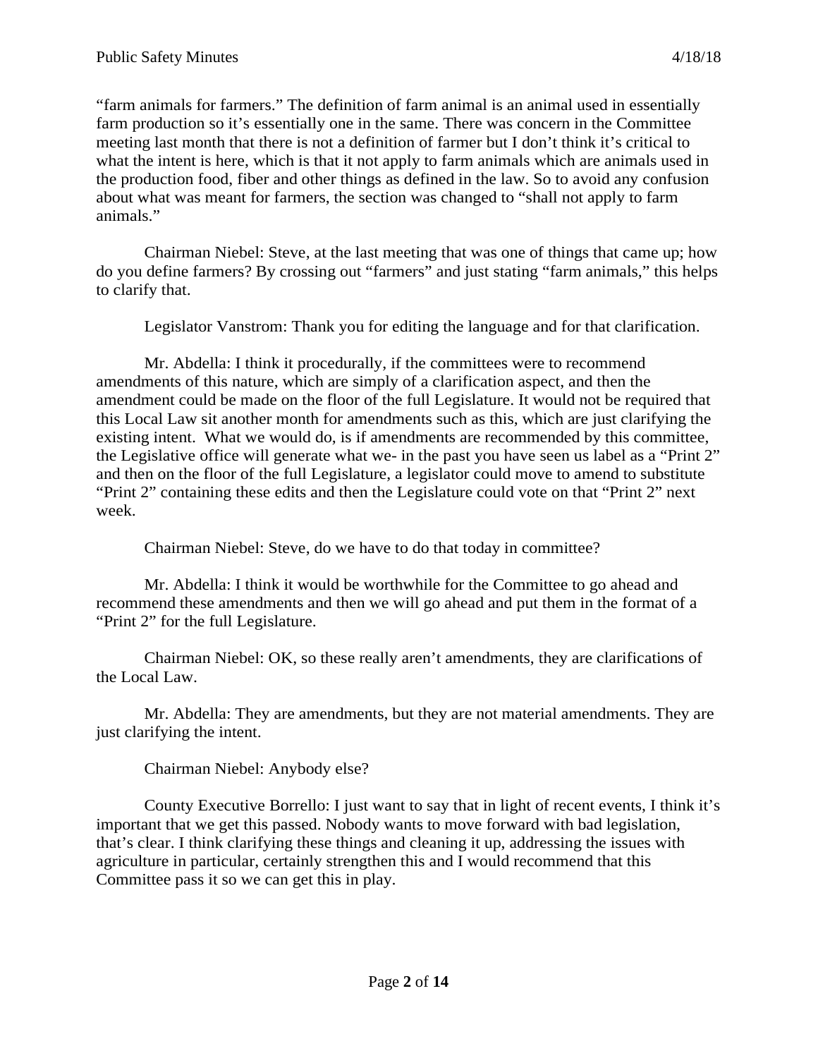"farm animals for farmers." The definition of farm animal is an animal used in essentially farm production so it's essentially one in the same. There was concern in the Committee meeting last month that there is not a definition of farmer but I don't think it's critical to what the intent is here, which is that it not apply to farm animals which are animals used in the production food, fiber and other things as defined in the law. So to avoid any confusion about what was meant for farmers, the section was changed to "shall not apply to farm animals."

Chairman Niebel: Steve, at the last meeting that was one of things that came up; how do you define farmers? By crossing out "farmers" and just stating "farm animals," this helps to clarify that.

Legislator Vanstrom: Thank you for editing the language and for that clarification.

Mr. Abdella: I think it procedurally, if the committees were to recommend amendments of this nature, which are simply of a clarification aspect, and then the amendment could be made on the floor of the full Legislature. It would not be required that this Local Law sit another month for amendments such as this, which are just clarifying the existing intent. What we would do, is if amendments are recommended by this committee, the Legislative office will generate what we- in the past you have seen us label as a "Print 2" and then on the floor of the full Legislature, a legislator could move to amend to substitute "Print 2" containing these edits and then the Legislature could vote on that "Print 2" next week.

Chairman Niebel: Steve, do we have to do that today in committee?

Mr. Abdella: I think it would be worthwhile for the Committee to go ahead and recommend these amendments and then we will go ahead and put them in the format of a "Print 2" for the full Legislature.

Chairman Niebel: OK, so these really aren't amendments, they are clarifications of the Local Law.

Mr. Abdella: They are amendments, but they are not material amendments. They are just clarifying the intent.

Chairman Niebel: Anybody else?

County Executive Borrello: I just want to say that in light of recent events, I think it's important that we get this passed. Nobody wants to move forward with bad legislation, that's clear. I think clarifying these things and cleaning it up, addressing the issues with agriculture in particular, certainly strengthen this and I would recommend that this Committee pass it so we can get this in play.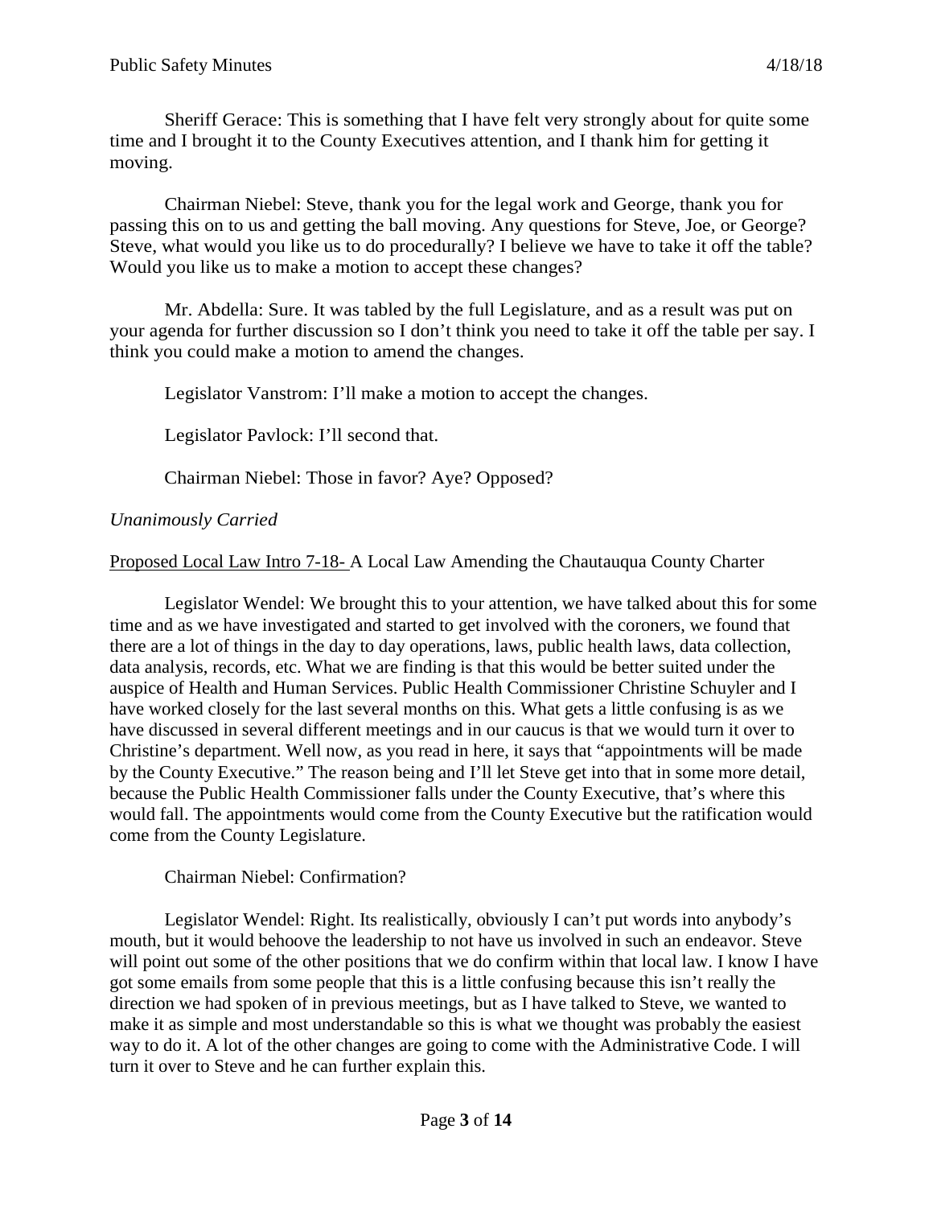Sheriff Gerace: This is something that I have felt very strongly about for quite some time and I brought it to the County Executives attention, and I thank him for getting it moving.

Chairman Niebel: Steve, thank you for the legal work and George, thank you for passing this on to us and getting the ball moving. Any questions for Steve, Joe, or George? Steve, what would you like us to do procedurally? I believe we have to take it off the table? Would you like us to make a motion to accept these changes?

Mr. Abdella: Sure. It was tabled by the full Legislature, and as a result was put on your agenda for further discussion so I don't think you need to take it off the table per say. I think you could make a motion to amend the changes.

Legislator Vanstrom: I'll make a motion to accept the changes.

Legislator Pavlock: I'll second that.

Chairman Niebel: Those in favor? Aye? Opposed?

*Unanimously Carried*

Proposed Local Law Intro 7-18- A Local Law Amending the Chautauqua County Charter

Legislator Wendel: We brought this to your attention, we have talked about this for some time and as we have investigated and started to get involved with the coroners, we found that there are a lot of things in the day to day operations, laws, public health laws, data collection, data analysis, records, etc. What we are finding is that this would be better suited under the auspice of Health and Human Services. Public Health Commissioner Christine Schuyler and I have worked closely for the last several months on this. What gets a little confusing is as we have discussed in several different meetings and in our caucus is that we would turn it over to Christine's department. Well now, as you read in here, it says that "appointments will be made by the County Executive." The reason being and I'll let Steve get into that in some more detail, because the Public Health Commissioner falls under the County Executive, that's where this would fall. The appointments would come from the County Executive but the ratification would come from the County Legislature.

Chairman Niebel: Confirmation?

Legislator Wendel: Right. Its realistically, obviously I can't put words into anybody's mouth, but it would behoove the leadership to not have us involved in such an endeavor. Steve will point out some of the other positions that we do confirm within that local law. I know I have got some emails from some people that this is a little confusing because this isn't really the direction we had spoken of in previous meetings, but as I have talked to Steve, we wanted to make it as simple and most understandable so this is what we thought was probably the easiest way to do it. A lot of the other changes are going to come with the Administrative Code. I will turn it over to Steve and he can further explain this.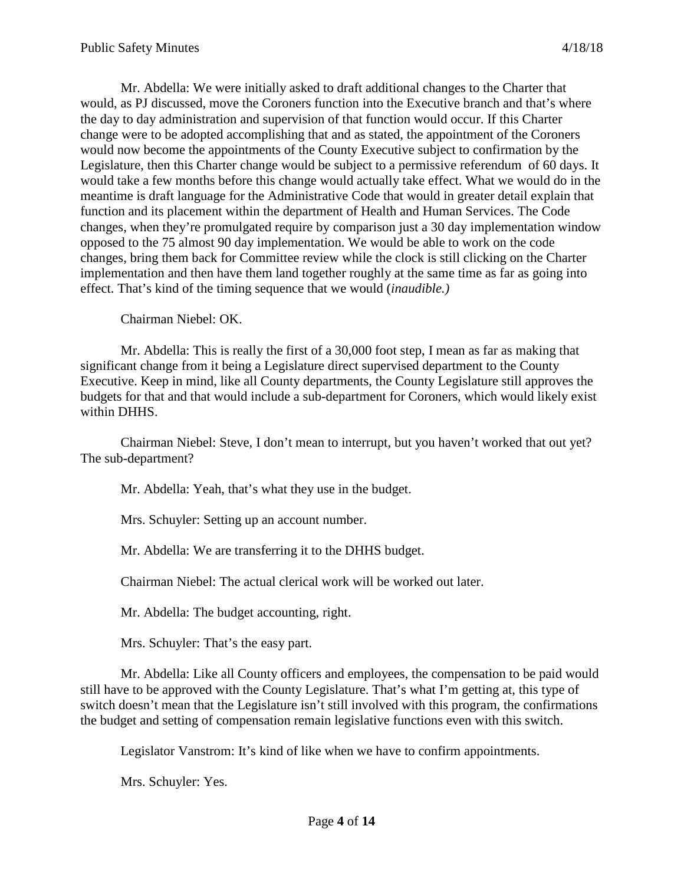Mr. Abdella: We were initially asked to draft additional changes to the Charter that would, as PJ discussed, move the Coroners function into the Executive branch and that's where the day to day administration and supervision of that function would occur. If this Charter change were to be adopted accomplishing that and as stated, the appointment of the Coroners would now become the appointments of the County Executive subject to confirmation by the Legislature, then this Charter change would be subject to a permissive referendum of 60 days. It would take a few months before this change would actually take effect. What we would do in the meantime is draft language for the Administrative Code that would in greater detail explain that function and its placement within the department of Health and Human Services. The Code changes, when they're promulgated require by comparison just a 30 day implementation window opposed to the 75 almost 90 day implementation. We would be able to work on the code changes, bring them back for Committee review while the clock is still clicking on the Charter implementation and then have them land together roughly at the same time as far as going into effect. That's kind of the timing sequence that we would (*inaudible.)*

Chairman Niebel: OK.

Mr. Abdella: This is really the first of a 30,000 foot step, I mean as far as making that significant change from it being a Legislature direct supervised department to the County Executive. Keep in mind, like all County departments, the County Legislature still approves the budgets for that and that would include a sub-department for Coroners, which would likely exist within DHHS.

Chairman Niebel: Steve, I don't mean to interrupt, but you haven't worked that out yet? The sub-department?

Mr. Abdella: Yeah, that's what they use in the budget.

Mrs. Schuyler: Setting up an account number.

Mr. Abdella: We are transferring it to the DHHS budget.

Chairman Niebel: The actual clerical work will be worked out later.

Mr. Abdella: The budget accounting, right.

Mrs. Schuyler: That's the easy part.

Mr. Abdella: Like all County officers and employees, the compensation to be paid would still have to be approved with the County Legislature. That's what I'm getting at, this type of switch doesn't mean that the Legislature isn't still involved with this program, the confirmations the budget and setting of compensation remain legislative functions even with this switch.

Legislator Vanstrom: It's kind of like when we have to confirm appointments.

Mrs. Schuyler: Yes.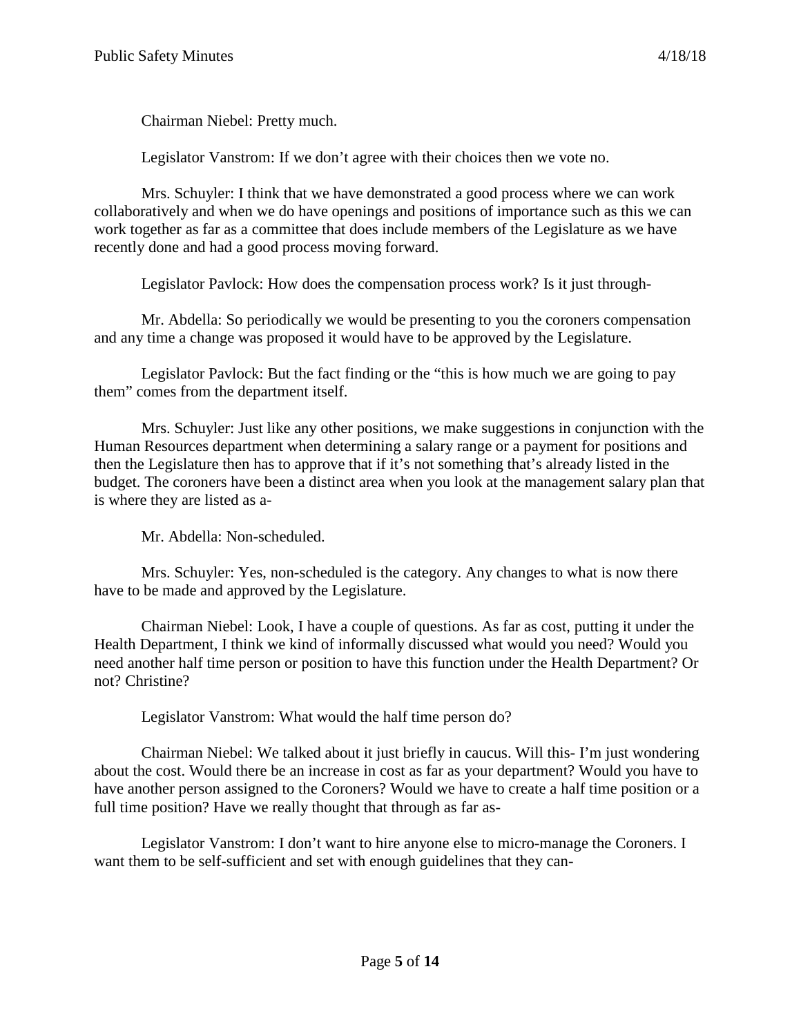Chairman Niebel: Pretty much.

Legislator Vanstrom: If we don't agree with their choices then we vote no.

Mrs. Schuyler: I think that we have demonstrated a good process where we can work collaboratively and when we do have openings and positions of importance such as this we can work together as far as a committee that does include members of the Legislature as we have recently done and had a good process moving forward.

Legislator Pavlock: How does the compensation process work? Is it just through-

Mr. Abdella: So periodically we would be presenting to you the coroners compensation and any time a change was proposed it would have to be approved by the Legislature.

Legislator Pavlock: But the fact finding or the "this is how much we are going to pay them" comes from the department itself.

Mrs. Schuyler: Just like any other positions, we make suggestions in conjunction with the Human Resources department when determining a salary range or a payment for positions and then the Legislature then has to approve that if it's not something that's already listed in the budget. The coroners have been a distinct area when you look at the management salary plan that is where they are listed as a-

Mr. Abdella: Non-scheduled.

Mrs. Schuyler: Yes, non-scheduled is the category. Any changes to what is now there have to be made and approved by the Legislature.

Chairman Niebel: Look, I have a couple of questions. As far as cost, putting it under the Health Department, I think we kind of informally discussed what would you need? Would you need another half time person or position to have this function under the Health Department? Or not? Christine?

Legislator Vanstrom: What would the half time person do?

Chairman Niebel: We talked about it just briefly in caucus. Will this- I'm just wondering about the cost. Would there be an increase in cost as far as your department? Would you have to have another person assigned to the Coroners? Would we have to create a half time position or a full time position? Have we really thought that through as far as-

Legislator Vanstrom: I don't want to hire anyone else to micro-manage the Coroners. I want them to be self-sufficient and set with enough guidelines that they can-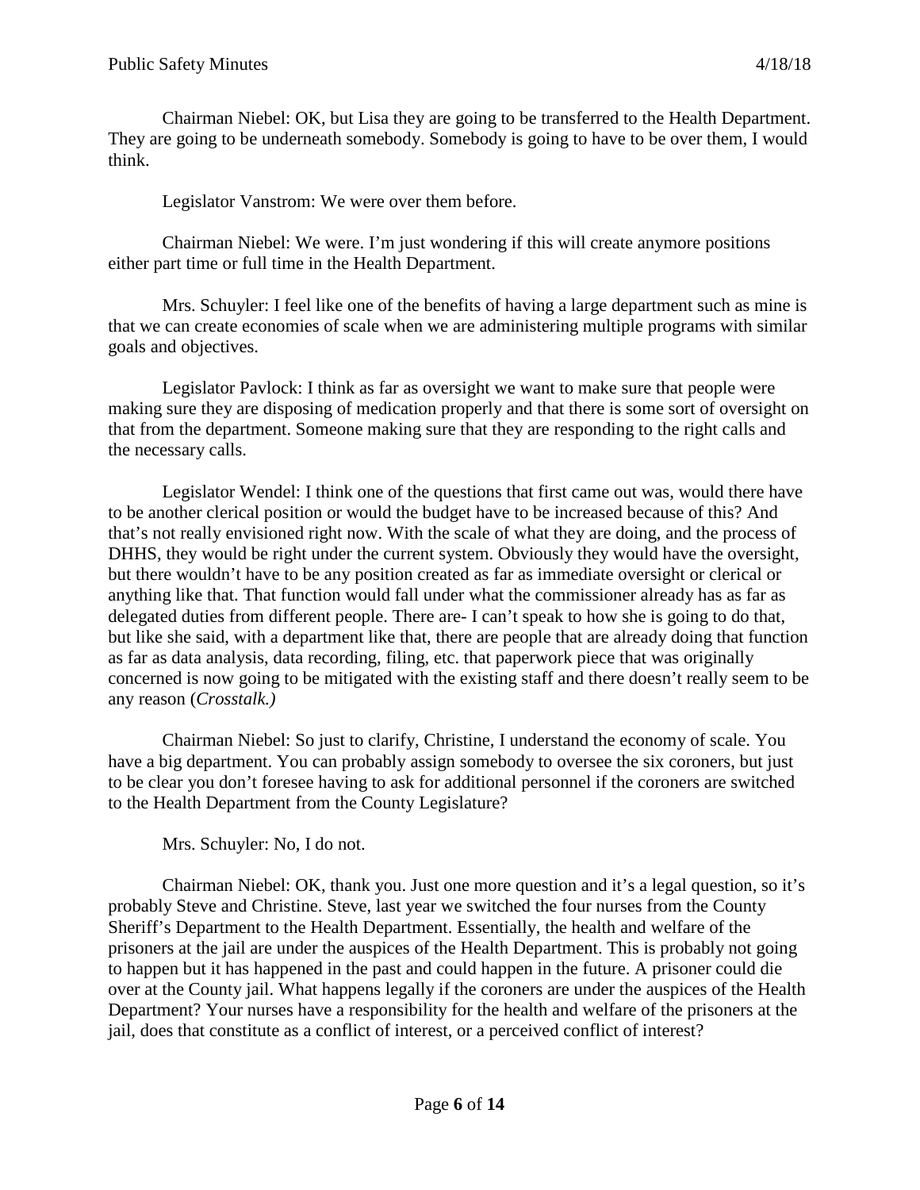Chairman Niebel: OK, but Lisa they are going to be transferred to the Health Department. They are going to be underneath somebody. Somebody is going to have to be over them, I would think.

Legislator Vanstrom: We were over them before.

Chairman Niebel: We were. I'm just wondering if this will create anymore positions either part time or full time in the Health Department.

Mrs. Schuyler: I feel like one of the benefits of having a large department such as mine is that we can create economies of scale when we are administering multiple programs with similar goals and objectives.

Legislator Pavlock: I think as far as oversight we want to make sure that people were making sure they are disposing of medication properly and that there is some sort of oversight on that from the department. Someone making sure that they are responding to the right calls and the necessary calls.

Legislator Wendel: I think one of the questions that first came out was, would there have to be another clerical position or would the budget have to be increased because of this? And that's not really envisioned right now. With the scale of what they are doing, and the process of DHHS, they would be right under the current system. Obviously they would have the oversight, but there wouldn't have to be any position created as far as immediate oversight or clerical or anything like that. That function would fall under what the commissioner already has as far as delegated duties from different people. There are- I can't speak to how she is going to do that, but like she said, with a department like that, there are people that are already doing that function as far as data analysis, data recording, filing, etc. that paperwork piece that was originally concerned is now going to be mitigated with the existing staff and there doesn't really seem to be any reason (*Crosstalk.)*

Chairman Niebel: So just to clarify, Christine, I understand the economy of scale. You have a big department. You can probably assign somebody to oversee the six coroners, but just to be clear you don't foresee having to ask for additional personnel if the coroners are switched to the Health Department from the County Legislature?

Mrs. Schuyler: No, I do not.

Chairman Niebel: OK, thank you. Just one more question and it's a legal question, so it's probably Steve and Christine. Steve, last year we switched the four nurses from the County Sheriff's Department to the Health Department. Essentially, the health and welfare of the prisoners at the jail are under the auspices of the Health Department. This is probably not going to happen but it has happened in the past and could happen in the future. A prisoner could die over at the County jail. What happens legally if the coroners are under the auspices of the Health Department? Your nurses have a responsibility for the health and welfare of the prisoners at the jail, does that constitute as a conflict of interest, or a perceived conflict of interest?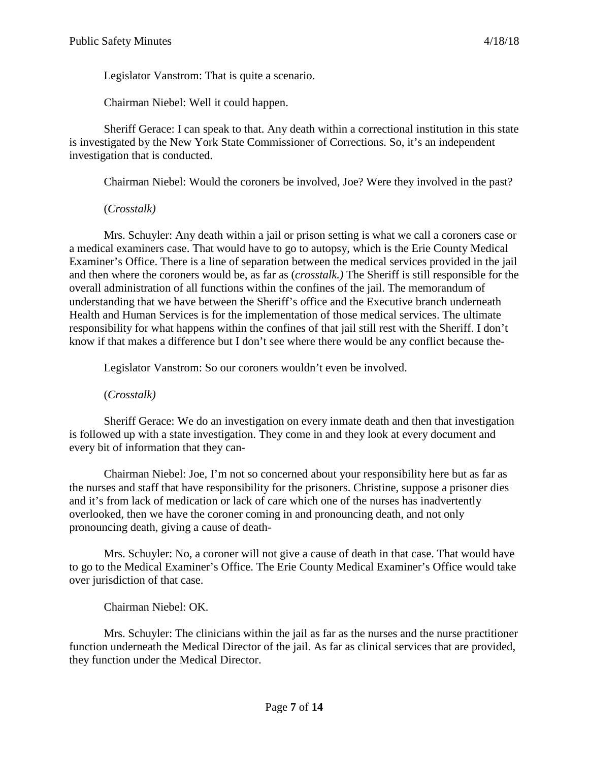Legislator Vanstrom: That is quite a scenario.

Chairman Niebel: Well it could happen.

Sheriff Gerace: I can speak to that. Any death within a correctional institution in this state is investigated by the New York State Commissioner of Corrections. So, it's an independent investigation that is conducted.

Chairman Niebel: Would the coroners be involved, Joe? Were they involved in the past?

(*Crosstalk)*

Mrs. Schuyler: Any death within a jail or prison setting is what we call a coroners case or a medical examiners case. That would have to go to autopsy, which is the Erie County Medical Examiner's Office. There is a line of separation between the medical services provided in the jail and then where the coroners would be, as far as (*crosstalk.)* The Sheriff is still responsible for the overall administration of all functions within the confines of the jail. The memorandum of understanding that we have between the Sheriff's office and the Executive branch underneath Health and Human Services is for the implementation of those medical services. The ultimate responsibility for what happens within the confines of that jail still rest with the Sheriff. I don't know if that makes a difference but I don't see where there would be any conflict because the-

Legislator Vanstrom: So our coroners wouldn't even be involved.

(*Crosstalk)*

Sheriff Gerace: We do an investigation on every inmate death and then that investigation is followed up with a state investigation. They come in and they look at every document and every bit of information that they can-

Chairman Niebel: Joe, I'm not so concerned about your responsibility here but as far as the nurses and staff that have responsibility for the prisoners. Christine, suppose a prisoner dies and it's from lack of medication or lack of care which one of the nurses has inadvertently overlooked, then we have the coroner coming in and pronouncing death, and not only pronouncing death, giving a cause of death-

Mrs. Schuyler: No, a coroner will not give a cause of death in that case. That would have to go to the Medical Examiner's Office. The Erie County Medical Examiner's Office would take over jurisdiction of that case.

Chairman Niebel: OK.

Mrs. Schuyler: The clinicians within the jail as far as the nurses and the nurse practitioner function underneath the Medical Director of the jail. As far as clinical services that are provided, they function under the Medical Director.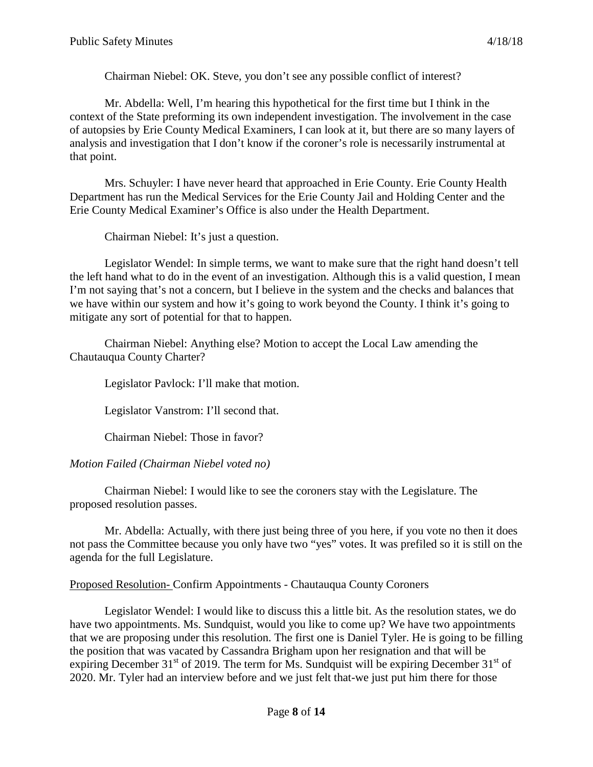Chairman Niebel: OK. Steve, you don't see any possible conflict of interest?

Mr. Abdella: Well, I'm hearing this hypothetical for the first time but I think in the context of the State preforming its own independent investigation. The involvement in the case of autopsies by Erie County Medical Examiners, I can look at it, but there are so many layers of analysis and investigation that I don't know if the coroner's role is necessarily instrumental at that point.

Mrs. Schuyler: I have never heard that approached in Erie County. Erie County Health Department has run the Medical Services for the Erie County Jail and Holding Center and the Erie County Medical Examiner's Office is also under the Health Department.

Chairman Niebel: It's just a question.

Legislator Wendel: In simple terms, we want to make sure that the right hand doesn't tell the left hand what to do in the event of an investigation. Although this is a valid question, I mean I'm not saying that's not a concern, but I believe in the system and the checks and balances that we have within our system and how it's going to work beyond the County. I think it's going to mitigate any sort of potential for that to happen.

Chairman Niebel: Anything else? Motion to accept the Local Law amending the Chautauqua County Charter?

Legislator Pavlock: I'll make that motion.

Legislator Vanstrom: I'll second that.

Chairman Niebel: Those in favor?

*Motion Failed (Chairman Niebel voted no)*

Chairman Niebel: I would like to see the coroners stay with the Legislature. The proposed resolution passes.

Mr. Abdella: Actually, with there just being three of you here, if you vote no then it does not pass the Committee because you only have two "yes" votes. It was prefiled so it is still on the agenda for the full Legislature.

Proposed Resolution- Confirm Appointments - Chautauqua County Coroners

Legislator Wendel: I would like to discuss this a little bit. As the resolution states, we do have two appointments. Ms. Sundquist, would you like to come up? We have two appointments that we are proposing under this resolution. The first one is Daniel Tyler. He is going to be filling the position that was vacated by Cassandra Brigham upon her resignation and that will be expiring December 31st of 2019. The term for Ms. Sundquist will be expiring December 31st of 2020. Mr. Tyler had an interview before and we just felt that-we just put him there for those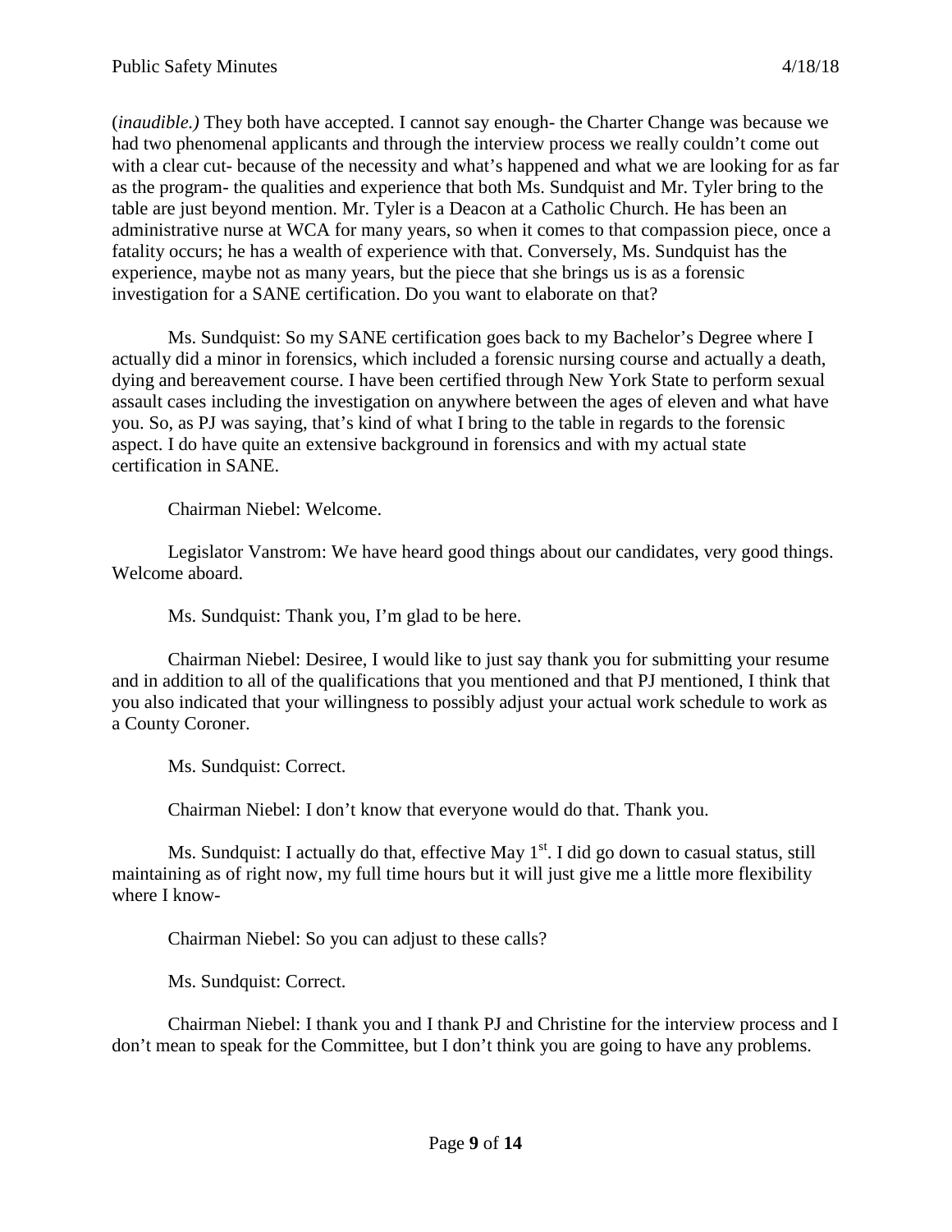(*inaudible.)* They both have accepted. I cannot say enough- the Charter Change was because we had two phenomenal applicants and through the interview process we really couldn't come out with a clear cut- because of the necessity and what's happened and what we are looking for as far as the program- the qualities and experience that both Ms. Sundquist and Mr. Tyler bring to the table are just beyond mention. Mr. Tyler is a Deacon at a Catholic Church. He has been an administrative nurse at WCA for many years, so when it comes to that compassion piece, once a fatality occurs; he has a wealth of experience with that. Conversely, Ms. Sundquist has the experience, maybe not as many years, but the piece that she brings us is as a forensic investigation for a SANE certification. Do you want to elaborate on that?

Ms. Sundquist: So my SANE certification goes back to my Bachelor's Degree where I actually did a minor in forensics, which included a forensic nursing course and actually a death, dying and bereavement course. I have been certified through New York State to perform sexual assault cases including the investigation on anywhere between the ages of eleven and what have you. So, as PJ was saying, that's kind of what I bring to the table in regards to the forensic aspect. I do have quite an extensive background in forensics and with my actual state certification in SANE.

Chairman Niebel: Welcome.

Legislator Vanstrom: We have heard good things about our candidates, very good things. Welcome aboard.

Ms. Sundquist: Thank you, I'm glad to be here.

Chairman Niebel: Desiree, I would like to just say thank you for submitting your resume and in addition to all of the qualifications that you mentioned and that PJ mentioned, I think that you also indicated that your willingness to possibly adjust your actual work schedule to work as a County Coroner.

Ms. Sundquist: Correct.

Chairman Niebel: I don't know that everyone would do that. Thank you.

Ms. Sundquist: I actually do that, effective May 1st. I did go down to casual status, still maintaining as of right now, my full time hours but it will just give me a little more flexibility where I know-

Chairman Niebel: So you can adjust to these calls?

Ms. Sundquist: Correct.

Chairman Niebel: I thank you and I thank PJ and Christine for the interview process and I don't mean to speak for the Committee, but I don't think you are going to have any problems.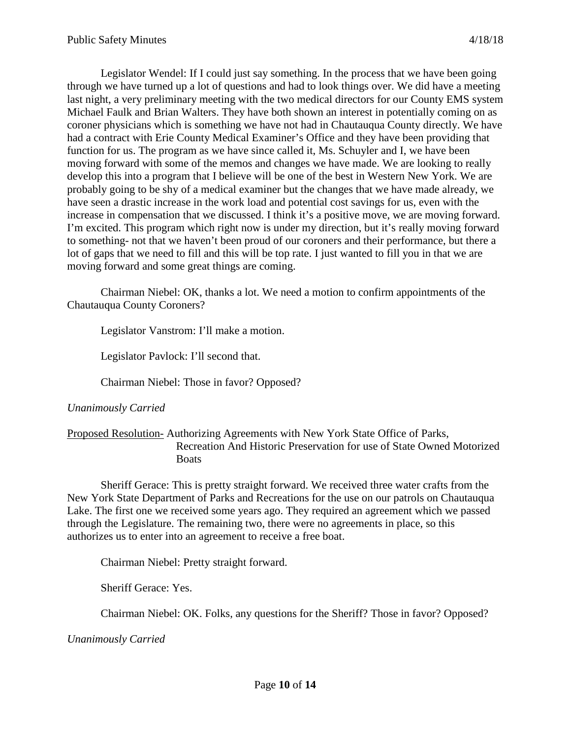Legislator Wendel: If I could just say something. In the process that we have been going through we have turned up a lot of questions and had to look things over. We did have a meeting last night, a very preliminary meeting with the two medical directors for our County EMS system Michael Faulk and Brian Walters. They have both shown an interest in potentially coming on as coroner physicians which is something we have not had in Chautauqua County directly. We have had a contract with Erie County Medical Examiner's Office and they have been providing that function for us. The program as we have since called it, Ms. Schuyler and I, we have been moving forward with some of the memos and changes we have made. We are looking to really develop this into a program that I believe will be one of the best in Western New York. We are probably going to be shy of a medical examiner but the changes that we have made already, we have seen a drastic increase in the work load and potential cost savings for us, even with the increase in compensation that we discussed. I think it's a positive move, we are moving forward. I'm excited. This program which right now is under my direction, but it's really moving forward to something- not that we haven't been proud of our coroners and their performance, but there a lot of gaps that we need to fill and this will be top rate. I just wanted to fill you in that we are moving forward and some great things are coming.

Chairman Niebel: OK, thanks a lot. We need a motion to confirm appointments of the Chautauqua County Coroners?

Legislator Vanstrom: I'll make a motion.

Legislator Pavlock: I'll second that.

Chairman Niebel: Those in favor? Opposed?

*Unanimously Carried*

Proposed Resolution- Authorizing Agreements with New York State Office of Parks, Recreation And Historic Preservation for use of State Owned Motorized Boats

Sheriff Gerace: This is pretty straight forward. We received three water crafts from the New York State Department of Parks and Recreations for the use on our patrols on Chautauqua Lake. The first one we received some years ago. They required an agreement which we passed through the Legislature. The remaining two, there were no agreements in place, so this authorizes us to enter into an agreement to receive a free boat.

Chairman Niebel: Pretty straight forward.

Sheriff Gerace: Yes.

Chairman Niebel: OK. Folks, any questions for the Sheriff? Those in favor? Opposed?

*Unanimously Carried*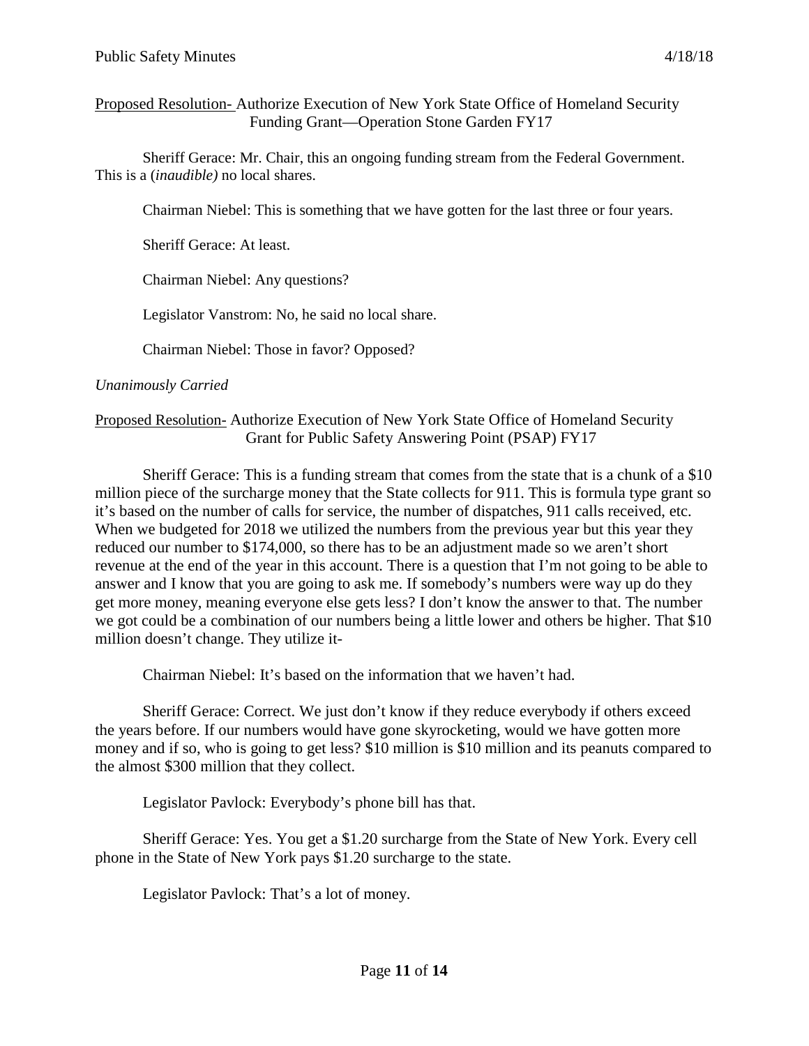<u>Proposed Resolution-</u> Authorize Execution of New York State Office of Homeland Security Funding Grant—Operation Stone Garden FY17

Sheriff Gerace: Mr. Chair, this an ongoing funding stream from the Federal Government. This is a (*inaudible)* no local shares.

Chairman Niebel: This is something that we have gotten for the last three or four years.

Sheriff Gerace: At least.

Chairman Niebel: Any questions?

Legislator Vanstrom: No, he said no local share.

Chairman Niebel: Those in favor? Opposed?

*Unanimously Carried*

<u>Proposed Resolution-</u> Authorize Execution of New York State Office of Homeland Security Grant for Public Safety Answering Point (PSAP) FY17

Sheriff Gerace: This is a funding stream that comes from the state that is a chunk of a $10 million piece of the surcharge money that the State collects for 911. This is formula type grant so it's based on the number of calls for service, the number of dispatches, 911 calls received, etc. When we budgeted for 2018 we utilized the numbers from the previous year but this year they reduced our number to $174,000, so there has to be an adjustment made so we aren't short revenue at the end of the year in this account. There is a question that I'm not going to be able to answer and I know that you are going to ask me. If somebody's numbers were way up do they get more money, meaning everyone else gets less? I don't know the answer to that. The number we got could be a combination of our numbers being a little lower and others be higher. That $10 million doesn't change. They utilize it-

Chairman Niebel: It's based on the information that we haven't had.

Sheriff Gerace: Correct. We just don't know if they reduce everybody if others exceed the years before. If our numbers would have gone skyrocketing, would we have gotten more money and if so, who is going to get less? $10 million is $10 million and its peanuts compared to the almost $300 million that they collect.

Legislator Pavlock: Everybody's phone bill has that.

Sheriff Gerace: Yes. You get a $1.20 surcharge from the State of New York. Every cell phone in the State of New York pays $1.20 surcharge to the state.

Legislator Pavlock: That's a lot of money.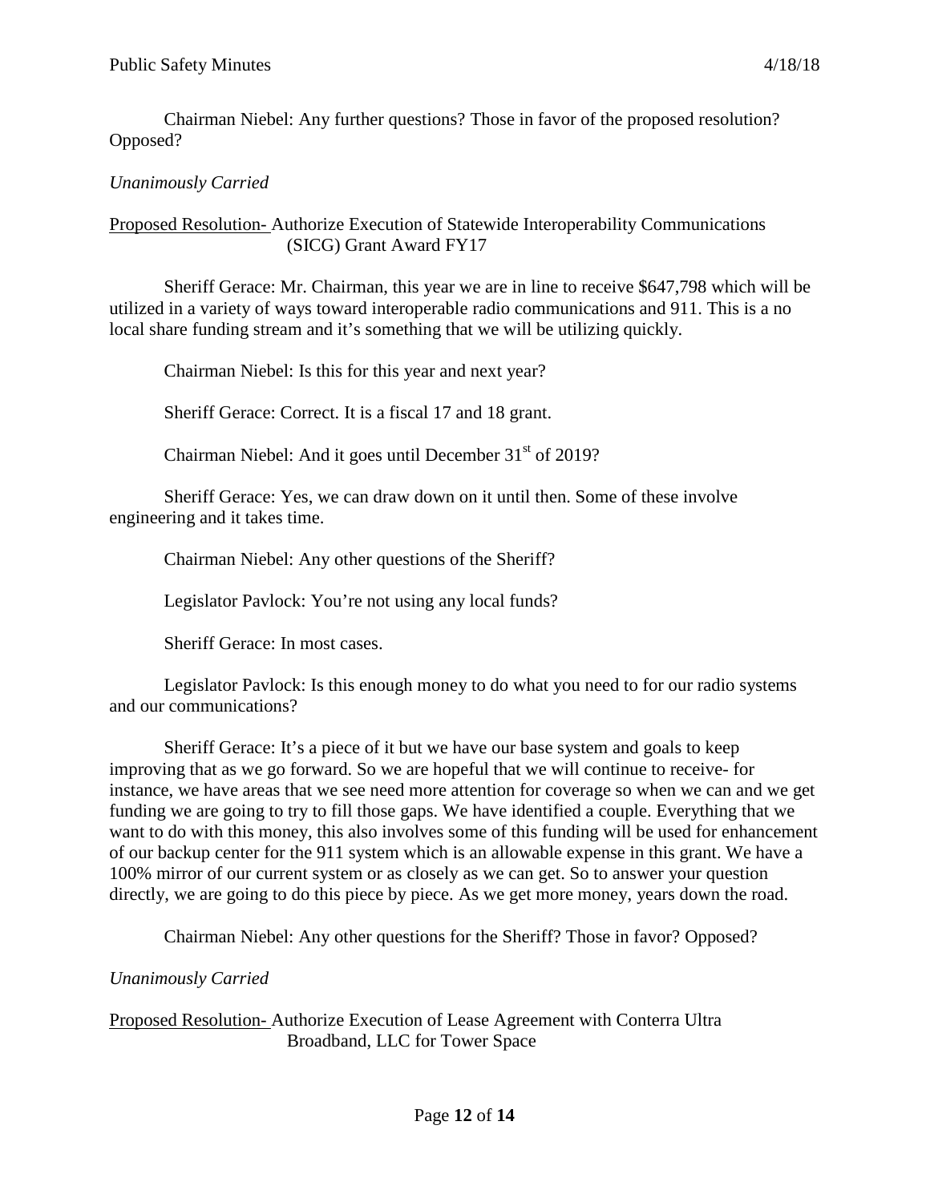Chairman Niebel: Any further questions? Those in favor of the proposed resolution? Opposed?

*Unanimously Carried*

Proposed Resolution- Authorize Execution of Statewide Interoperability Communications (SICG) Grant Award FY17

Sheriff Gerace: Mr. Chairman, this year we are in line to receive $647,798 which will be utilized in a variety of ways toward interoperable radio communications and 911. This is a no local share funding stream and it's something that we will be utilizing quickly.

Chairman Niebel: Is this for this year and next year?

Sheriff Gerace: Correct. It is a fiscal 17 and 18 grant.

Chairman Niebel: And it goes until December 31st of 2019?

Sheriff Gerace: Yes, we can draw down on it until then. Some of these involve engineering and it takes time.

Chairman Niebel: Any other questions of the Sheriff?

Legislator Pavlock: You're not using any local funds?

Sheriff Gerace: In most cases.

Legislator Pavlock: Is this enough money to do what you need to for our radio systems and our communications?

Sheriff Gerace: It's a piece of it but we have our base system and goals to keep improving that as we go forward. So we are hopeful that we will continue to receive- for instance, we have areas that we see need more attention for coverage so when we can and we get funding we are going to try to fill those gaps. We have identified a couple. Everything that we want to do with this money, this also involves some of this funding will be used for enhancement of our backup center for the 911 system which is an allowable expense in this grant. We have a 100% mirror of our current system or as closely as we can get. So to answer your question directly, we are going to do this piece by piece. As we get more money, years down the road.

Chairman Niebel: Any other questions for the Sheriff? Those in favor? Opposed?

*Unanimously Carried*

Proposed Resolution- Authorize Execution of Lease Agreement with Conterra Ultra Broadband, LLC for Tower Space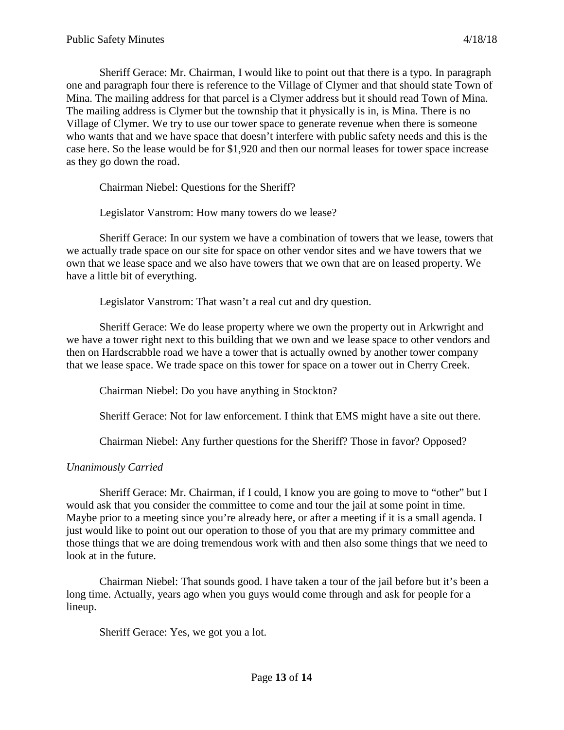Sheriff Gerace: Mr. Chairman, I would like to point out that there is a typo. In paragraph one and paragraph four there is reference to the Village of Clymer and that should state Town of Mina. The mailing address for that parcel is a Clymer address but it should read Town of Mina. The mailing address is Clymer but the township that it physically is in, is Mina. There is no Village of Clymer. We try to use our tower space to generate revenue when there is someone who wants that and we have space that doesn't interfere with public safety needs and this is the case here. So the lease would be for $1,920 and then our normal leases for tower space increase as they go down the road.

Chairman Niebel: Questions for the Sheriff?

Legislator Vanstrom: How many towers do we lease?

Sheriff Gerace: In our system we have a combination of towers that we lease, towers that we actually trade space on our site for space on other vendor sites and we have towers that we own that we lease space and we also have towers that we own that are on leased property. We have a little bit of everything.

Legislator Vanstrom: That wasn't a real cut and dry question.

Sheriff Gerace: We do lease property where we own the property out in Arkwright and we have a tower right next to this building that we own and we lease space to other vendors and then on Hardscrabble road we have a tower that is actually owned by another tower company that we lease space. We trade space on this tower for space on a tower out in Cherry Creek.

Chairman Niebel: Do you have anything in Stockton?

Sheriff Gerace: Not for law enforcement. I think that EMS might have a site out there.

Chairman Niebel: Any further questions for the Sheriff? Those in favor? Opposed?

*Unanimously Carried*

Sheriff Gerace: Mr. Chairman, if I could, I know you are going to move to "other" but I would ask that you consider the committee to come and tour the jail at some point in time. Maybe prior to a meeting since you're already here, or after a meeting if it is a small agenda. I just would like to point out our operation to those of you that are my primary committee and those things that we are doing tremendous work with and then also some things that we need to look at in the future.

Chairman Niebel: That sounds good. I have taken a tour of the jail before but it's been a long time. Actually, years ago when you guys would come through and ask for people for a lineup.

Sheriff Gerace: Yes, we got you a lot.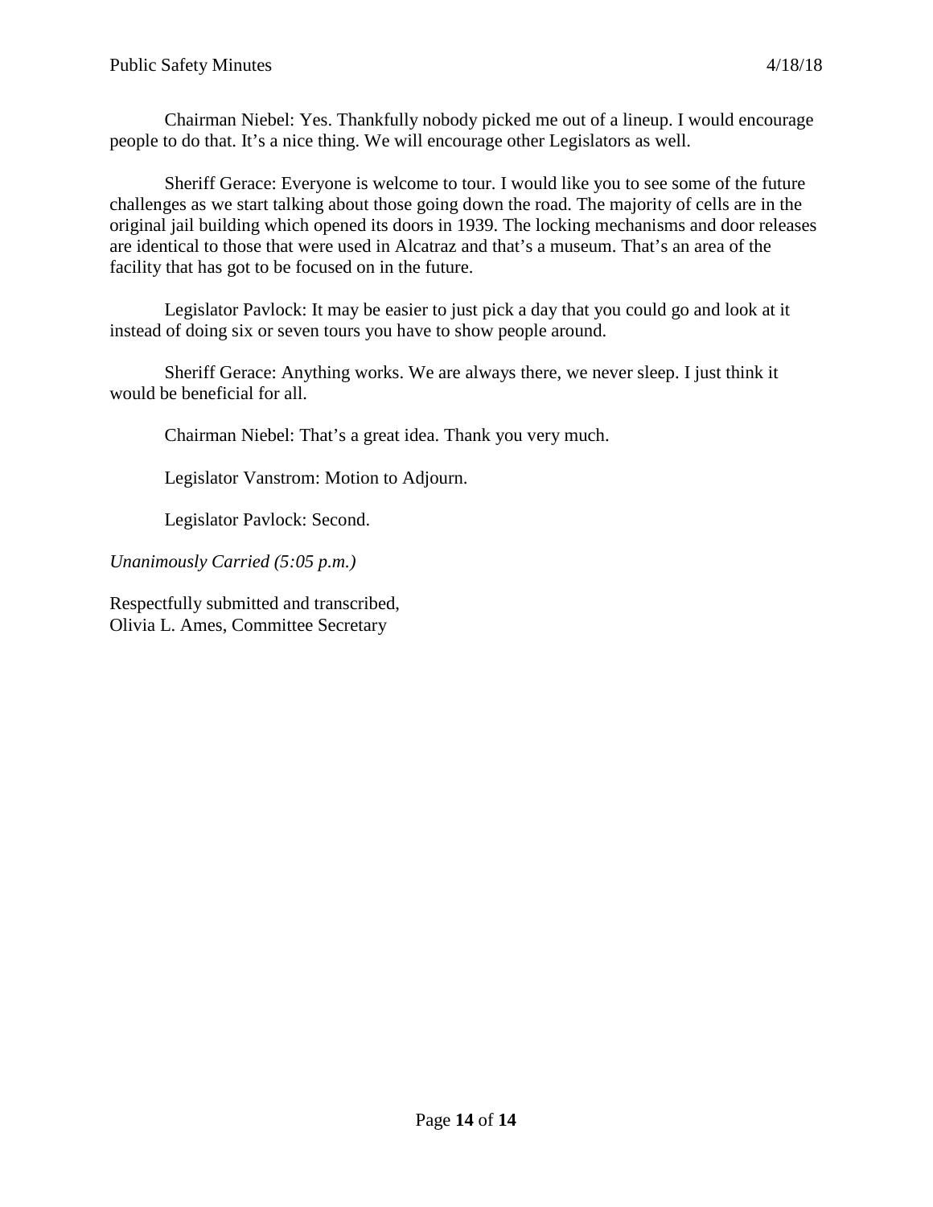Chairman Niebel: Yes. Thankfully nobody picked me out of a lineup. I would encourage people to do that. It's a nice thing. We will encourage other Legislators as well.

Sheriff Gerace: Everyone is welcome to tour. I would like you to see some of the future challenges as we start talking about those going down the road. The majority of cells are in the original jail building which opened its doors in 1939. The locking mechanisms and door releases are identical to those that were used in Alcatraz and that's a museum. That's an area of the facility that has got to be focused on in the future.

Legislator Pavlock: It may be easier to just pick a day that you could go and look at it instead of doing six or seven tours you have to show people around.

Sheriff Gerace: Anything works. We are always there, we never sleep. I just think it would be beneficial for all.

Chairman Niebel: That's a great idea. Thank you very much.

Legislator Vanstrom: Motion to Adjourn.

Legislator Pavlock: Second.

*Unanimously Carried (5:05 p.m.)*

Respectfully submitted and transcribed,
Olivia L. Ames, Committee Secretary